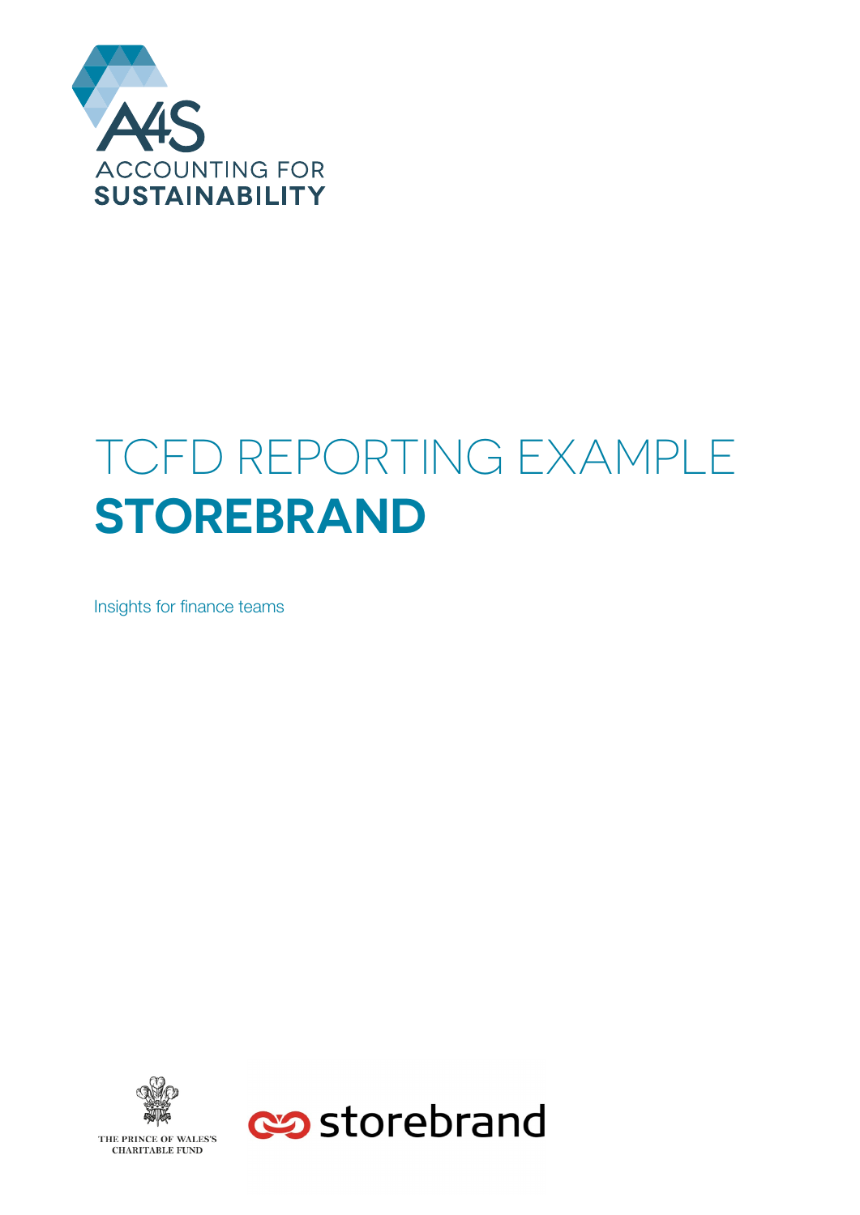A4S
ACCOUNTING FOR
SUSTAINABILITY

# TCFD REPORTING EXAMPLE
# STOREBRAND

Insights for finance teams

THE PRINCE OF WALES'S
CHARITABLE FUND

storebrand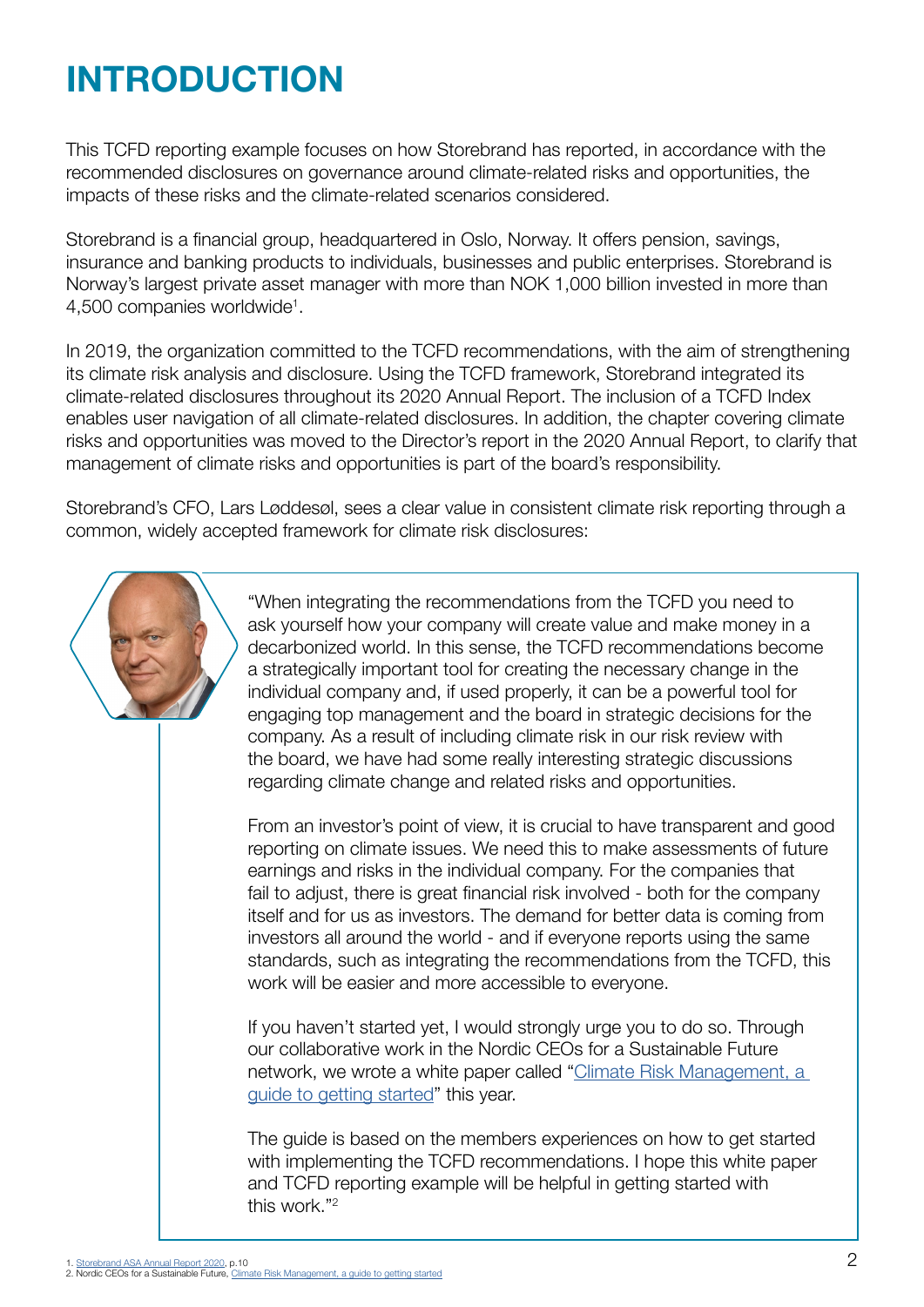# INTRODUCTION

This TCFD reporting example focuses on how Storebrand has reported, in accordance with the recommended disclosures on governance around climate-related risks and opportunities, the impacts of these risks and the climate-related scenarios considered.

Storebrand is a financial group, headquartered in Oslo, Norway. It offers pension, savings, insurance and banking products to individuals, businesses and public enterprises. Storebrand is Norway's largest private asset manager with more than NOK 1,000 billion invested in more than 4,500 companies worldwide[1].

In 2019, the organization committed to the TCFD recommendations, with the aim of strengthening its climate risk analysis and disclosure. Using the TCFD framework, Storebrand integrated its climate-related disclosures throughout its 2020 Annual Report. The inclusion of a TCFD Index enables user navigation of all climate-related disclosures. In addition, the chapter covering climate risks and opportunities was moved to the Director's report in the 2020 Annual Report, to clarify that management of climate risks and opportunities is part of the board's responsibility.

Storebrand's CFO, Lars Løddesøl, sees a clear value in consistent climate risk reporting through a common, widely accepted framework for climate risk disclosures:

> "When integrating the recommendations from the TCFD you need to ask yourself how your company will create value and make money in a decarbonized world. In this sense, the TCFD recommendations become a strategically important tool for creating the necessary change in the individual company and, if used properly, it can be a powerful tool for engaging top management and the board in strategic decisions for the company. As a result of including climate risk in our risk review with the board, we have had some really interesting strategic discussions regarding climate change and related risks and opportunities.
>
> From an investor's point of view, it is crucial to have transparent and good reporting on climate issues. We need this to make assessments of future earnings and risks in the individual company. For the companies that fail to adjust, there is great financial risk involved - both for the company itself and for us as investors. The demand for better data is coming from investors all around the world - and if everyone reports using the same standards, such as integrating the recommendations from the TCFD, this work will be easier and more accessible to everyone.
>
> If you haven't started yet, I would strongly urge you to do so. Through our collaborative work in the Nordic CEOs for a Sustainable Future network, we wrote a white paper called "Climate Risk Management, a guide to getting started" this year.
>
> The guide is based on the members experiences on how to get started with implementing the TCFD recommendations. I hope this white paper and TCFD reporting example will be helpful in getting started with this work."[2]

1. Storebrand ASA Annual Report 2020, p.10
2. Nordic CEOs for a Sustainable Future, Climate Risk Management, a guide to getting started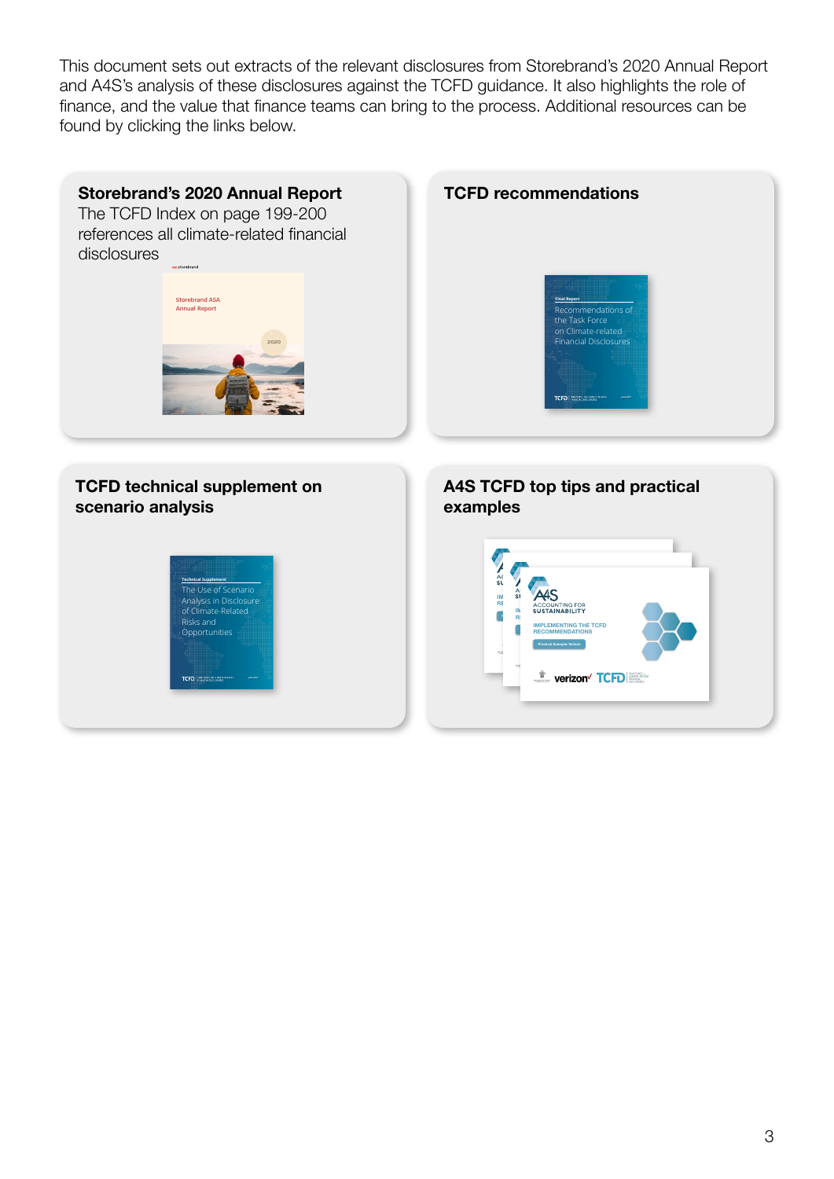This document sets out extracts of the relevant disclosures from Storebrand's 2020 Annual Report and A4S's analysis of these disclosures against the TCFD guidance. It also highlights the role of finance, and the value that finance teams can bring to the process. Additional resources can be found by clicking the links below.

**Storebrand's 2020 Annual Report**
The TCFD Index on page 199-200 references all climate-related financial disclosures

**TCFD recommendations**

**TCFD technical supplement on scenario analysis**

**A4S TCFD top tips and practical examples**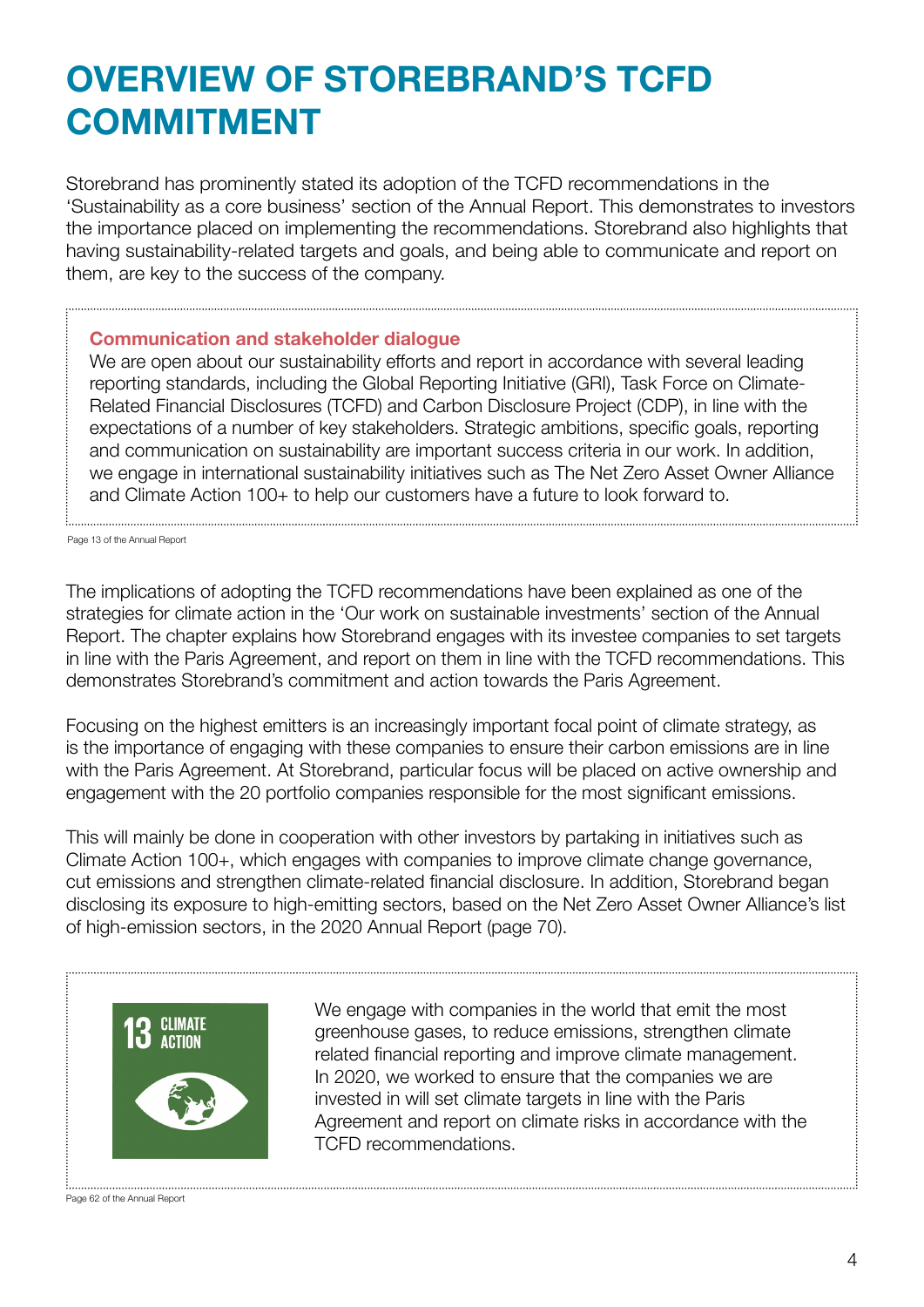# OVERVIEW OF STOREBRAND'S TCFD COMMITMENT

Storebrand has prominently stated its adoption of the TCFD recommendations in the 'Sustainability as a core business' section of the Annual Report. This demonstrates to investors the importance placed on implementing the recommendations. Storebrand also highlights that having sustainability-related targets and goals, and being able to communicate and report on them, are key to the success of the company.

> **Communication and stakeholder dialogue**
>
> We are open about our sustainability efforts and report in accordance with several leading reporting standards, including the Global Reporting Initiative (GRI), Task Force on Climate-Related Financial Disclosures (TCFD) and Carbon Disclosure Project (CDP), in line with the expectations of a number of key stakeholders. Strategic ambitions, specific goals, reporting and communication on sustainability are important success criteria in our work. In addition, we engage in international sustainability initiatives such as The Net Zero Asset Owner Alliance and Climate Action 100+ to help our customers have a future to look forward to.

Page 13 of the Annual Report

The implications of adopting the TCFD recommendations have been explained as one of the strategies for climate action in the 'Our work on sustainable investments' section of the Annual Report. The chapter explains how Storebrand engages with its investee companies to set targets in line with the Paris Agreement, and report on them in line with the TCFD recommendations. This demonstrates Storebrand's commitment and action towards the Paris Agreement.

Focusing on the highest emitters is an increasingly important focal point of climate strategy, as is the importance of engaging with these companies to ensure their carbon emissions are in line with the Paris Agreement. At Storebrand, particular focus will be placed on active ownership and engagement with the 20 portfolio companies responsible for the most significant emissions.

This will mainly be done in cooperation with other investors by partaking in initiatives such as Climate Action 100+, which engages with companies to improve climate change governance, cut emissions and strengthen climate-related financial disclosure. In addition, Storebrand began disclosing its exposure to high-emitting sectors, based on the Net Zero Asset Owner Alliance's list of high-emission sectors, in the 2020 Annual Report (page 70).

> 13 CLIMATE ACTION
>
> We engage with companies in the world that emit the most greenhouse gases, to reduce emissions, strengthen climate related financial reporting and improve climate management. In 2020, we worked to ensure that the companies we are invested in will set climate targets in line with the Paris Agreement and report on climate risks in accordance with the TCFD recommendations.

Page 62 of the Annual Report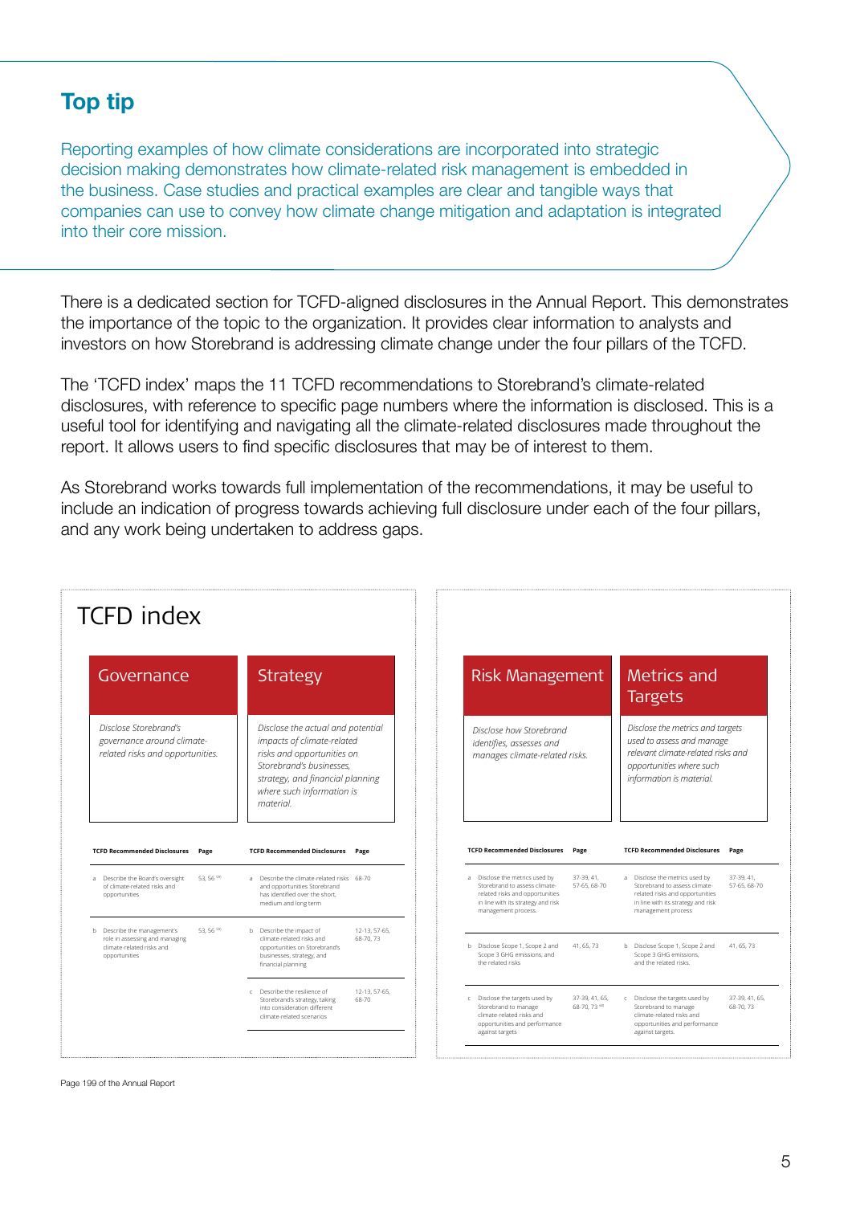## Top tip

Reporting examples of how climate considerations are incorporated into strategic decision making demonstrates how climate-related risk management is embedded in the business. Case studies and practical examples are clear and tangible ways that companies can use to convey how climate change mitigation and adaptation is integrated into their core mission.

There is a dedicated section for TCFD-aligned disclosures in the Annual Report. This demonstrates the importance of the topic to the organization. It provides clear information to analysts and investors on how Storebrand is addressing climate change under the four pillars of the TCFD.

The 'TCFD index' maps the 11 TCFD recommendations to Storebrand's climate-related disclosures, with reference to specific page numbers where the information is disclosed. This is a useful tool for identifying and navigating all the climate-related disclosures made throughout the report. It allows users to find specific disclosures that may be of interest to them.

As Storebrand works towards full implementation of the recommendations, it may be useful to include an indication of progress towards achieving full disclosure under each of the four pillars, and any work being undertaken to address gaps.

### TCFD index

**Governance**

*Disclose Storebrand's governance around climate-related risks and opportunities.*

| TCFD Recommended Disclosures | Page |
|---|---|
| a Describe the Board's oversight of climate-related risks and opportunities | 53, 56 |
| b Describe the management's role in assessing and managing climate-related risks and opportunities | 53, 56 |

**Strategy**

*Disclose the actual and potential impacts of climate-related risks and opportunities on Storebrand's businesses, strategy, and financial planning where such information is material.*

| TCFD Recommended Disclosures | Page |
|---|---|
| a Describe the climate-related risks and opportunities Storebrand has identified over the short, medium and long term | 68-70 |
| b Describe the impact of climate-related risks and opportunities on Storebrand's businesses, strategy, and financial planning | 12-13, 57-65, 68-70, 73 |
| c Describe the resilience of Storebrand's strategy, taking into consideration different climate-related scenarios | 12-13, 57-65, 68-70 |

**Risk Management**

*Disclose how Storebrand identifies, assesses and manages climate-related risks.*

| TCFD Recommended Disclosures | Page |
|---|---|
| a Disclose the metrics used by Storebrand to assess climate-related risks and opportunities in line with its strategy and risk management process. | 37-39, 41, 57-65, 68-70 |
| b Disclose Scope 1, Scope 2 and Scope 3 GHG emissions, and the related risks | 41, 65, 73 |
| c Disclose the targets used by Storebrand to manage climate-related risks and opportunities and performance against targets | 37-39, 41, 65, 68-70, 73 |

**Metrics and Targets**

*Disclose the metrics and targets used to assess and manage relevant climate-related risks and opportunities where such information is material.*

| TCFD Recommended Disclosures | Page |
|---|---|
| a Disclose the metrics used by Storebrand to assess climate-related risks and opportunities in line with its strategy and risk management process. | 37-39, 41, 57-65, 68-70 |
| b Disclose Scope 1, Scope 2 and Scope 3 GHG emissions, and the related risks. | 41, 65, 73 |
| c Disclose the targets used by Storebrand to manage climate-related risks and opportunities and performance against targets. | 37-39, 41, 65, 68-70, 73 |

Page 199 of the Annual Report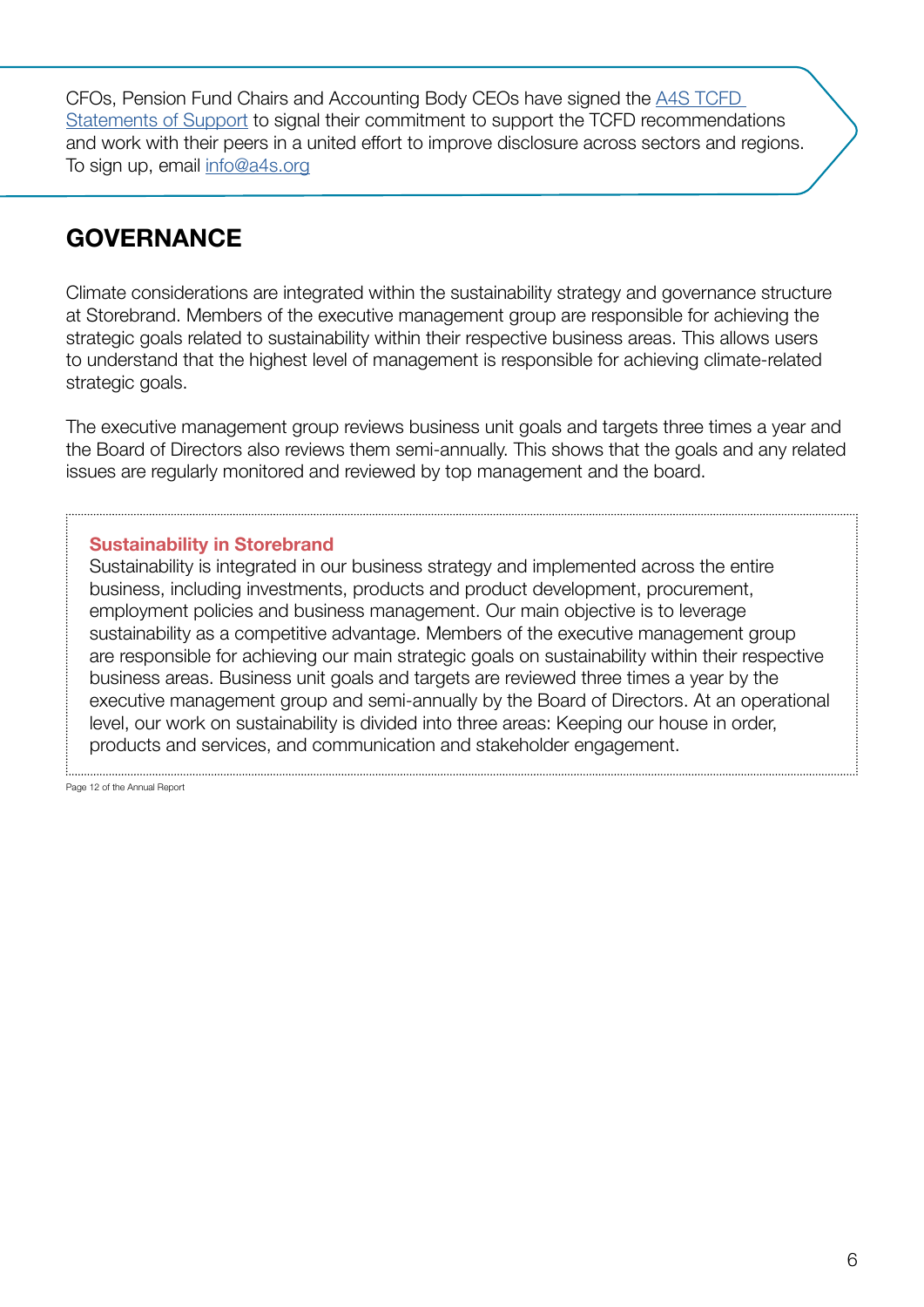CFOs, Pension Fund Chairs and Accounting Body CEOs have signed the [A4S TCFD Statements of Support] to signal their commitment to support the TCFD recommendations and work with their peers in a united effort to improve disclosure across sectors and regions. To sign up, email [info@a4s.org]

## GOVERNANCE

Climate considerations are integrated within the sustainability strategy and governance structure at Storebrand. Members of the executive management group are responsible for achieving the strategic goals related to sustainability within their respective business areas. This allows users to understand that the highest level of management is responsible for achieving climate-related strategic goals.

The executive management group reviews business unit goals and targets three times a year and the Board of Directors also reviews them semi-annually. This shows that the goals and any related issues are regularly monitored and reviewed by top management and the board.

> **Sustainability in Storebrand**
> Sustainability is integrated in our business strategy and implemented across the entire business, including investments, products and product development, procurement, employment policies and business management. Our main objective is to leverage sustainability as a competitive advantage. Members of the executive management group are responsible for achieving our main strategic goals on sustainability within their respective business areas. Business unit goals and targets are reviewed three times a year by the executive management group and semi-annually by the Board of Directors. At an operational level, our work on sustainability is divided into three areas: Keeping our house in order, products and services, and communication and stakeholder engagement.

Page 12 of the Annual Report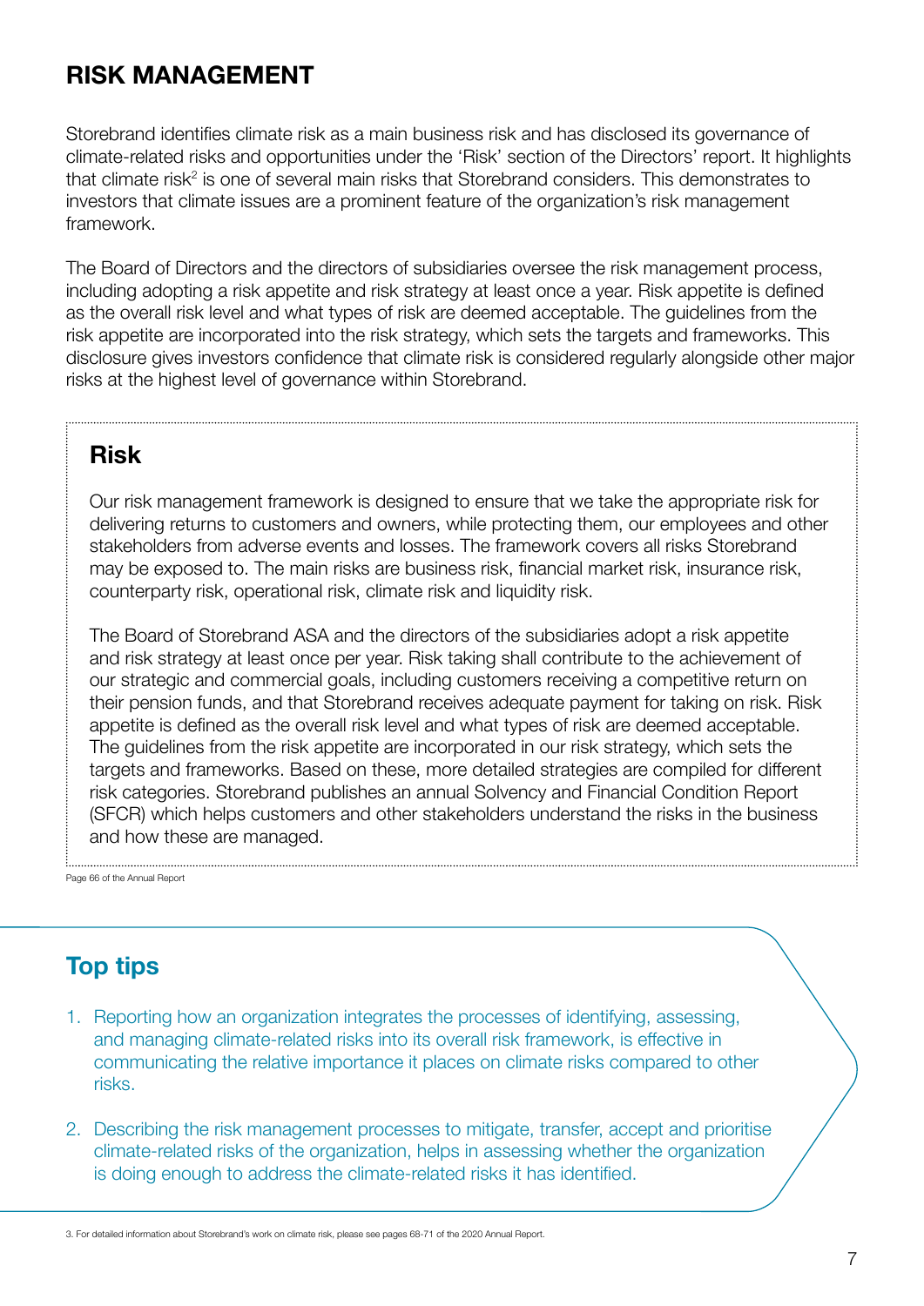## RISK MANAGEMENT

Storebrand identifies climate risk as a main business risk and has disclosed its governance of climate-related risks and opportunities under the 'Risk' section of the Directors' report. It highlights that climate risk[2] is one of several main risks that Storebrand considers. This demonstrates to investors that climate issues are a prominent feature of the organization's risk management framework.

The Board of Directors and the directors of subsidiaries oversee the risk management process, including adopting a risk appetite and risk strategy at least once a year. Risk appetite is defined as the overall risk level and what types of risk are deemed acceptable. The guidelines from the risk appetite are incorporated into the risk strategy, which sets the targets and frameworks. This disclosure gives investors confidence that climate risk is considered regularly alongside other major risks at the highest level of governance within Storebrand.

### Risk

Our risk management framework is designed to ensure that we take the appropriate risk for delivering returns to customers and owners, while protecting them, our employees and other stakeholders from adverse events and losses. The framework covers all risks Storebrand may be exposed to. The main risks are business risk, financial market risk, insurance risk, counterparty risk, operational risk, climate risk and liquidity risk.

The Board of Storebrand ASA and the directors of the subsidiaries adopt a risk appetite and risk strategy at least once per year. Risk taking shall contribute to the achievement of our strategic and commercial goals, including customers receiving a competitive return on their pension funds, and that Storebrand receives adequate payment for taking on risk. Risk appetite is defined as the overall risk level and what types of risk are deemed acceptable. The guidelines from the risk appetite are incorporated in our risk strategy, which sets the targets and frameworks. Based on these, more detailed strategies are compiled for different risk categories. Storebrand publishes an annual Solvency and Financial Condition Report (SFCR) which helps customers and other stakeholders understand the risks in the business and how these are managed.

Page 66 of the Annual Report

## Top tips

1. Reporting how an organization integrates the processes of identifying, assessing, and managing climate-related risks into its overall risk framework, is effective in communicating the relative importance it places on climate risks compared to other risks.
2. Describing the risk management processes to mitigate, transfer, accept and prioritise climate-related risks of the organization, helps in assessing whether the organization is doing enough to address the climate-related risks it has identified.

3. For detailed information about Storebrand's work on climate risk, please see pages 68-71 of the 2020 Annual Report.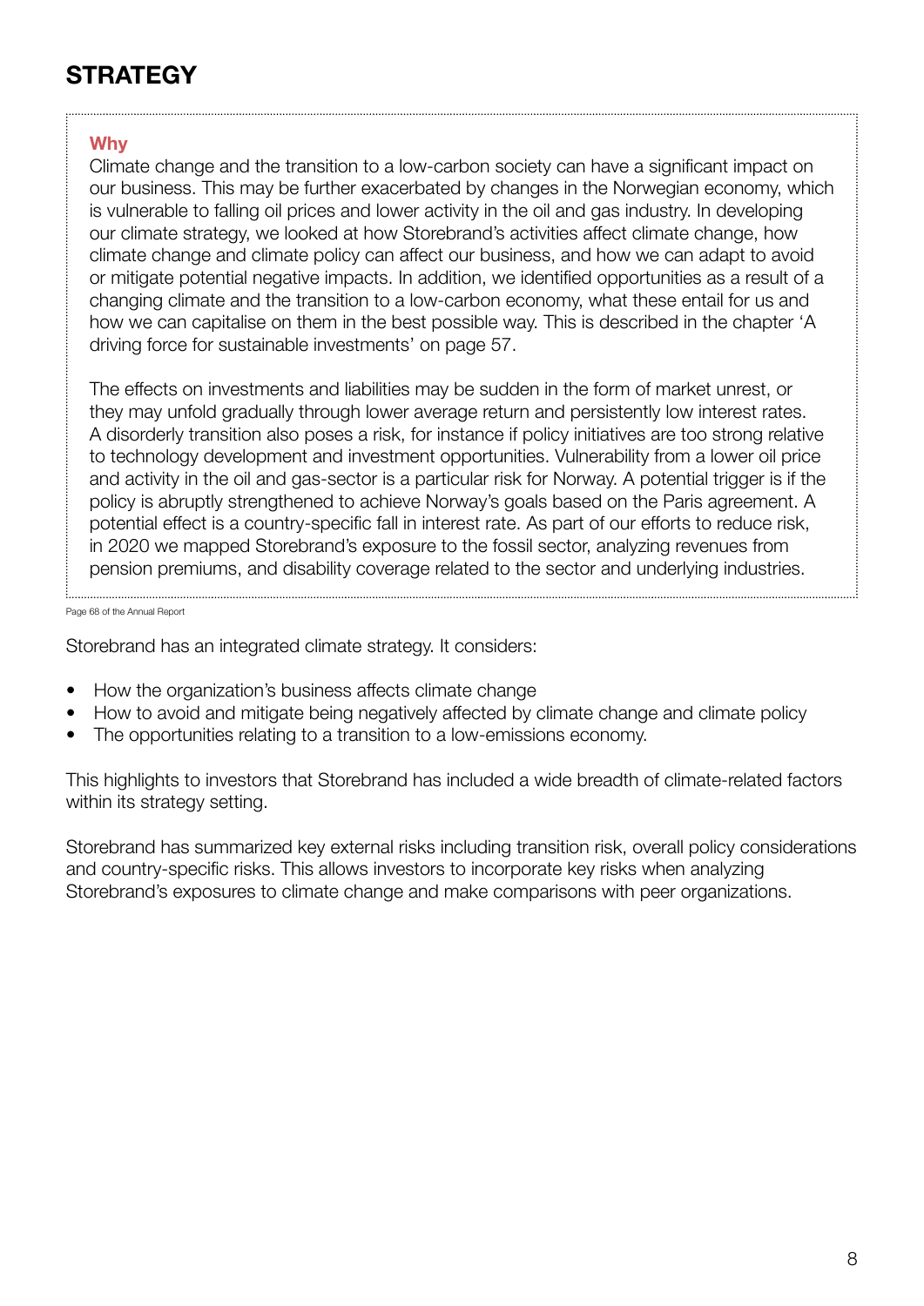# STRATEGY

**Why**

Climate change and the transition to a low-carbon society can have a significant impact on our business. This may be further exacerbated by changes in the Norwegian economy, which is vulnerable to falling oil prices and lower activity in the oil and gas industry. In developing our climate strategy, we looked at how Storebrand's activities affect climate change, how climate change and climate policy can affect our business, and how we can adapt to avoid or mitigate potential negative impacts. In addition, we identified opportunities as a result of a changing climate and the transition to a low-carbon economy, what these entail for us and how we can capitalise on them in the best possible way. This is described in the chapter 'A driving force for sustainable investments' on page 57.

The effects on investments and liabilities may be sudden in the form of market unrest, or they may unfold gradually through lower average return and persistently low interest rates. A disorderly transition also poses a risk, for instance if policy initiatives are too strong relative to technology development and investment opportunities. Vulnerability from a lower oil price and activity in the oil and gas-sector is a particular risk for Norway. A potential trigger is if the policy is abruptly strengthened to achieve Norway's goals based on the Paris agreement. A potential effect is a country-specific fall in interest rate. As part of our efforts to reduce risk, in 2020 we mapped Storebrand's exposure to the fossil sector, analyzing revenues from pension premiums, and disability coverage related to the sector and underlying industries.

Page 68 of the Annual Report

Storebrand has an integrated climate strategy. It considers:

- How the organization's business affects climate change
- How to avoid and mitigate being negatively affected by climate change and climate policy
- The opportunities relating to a transition to a low-emissions economy.

This highlights to investors that Storebrand has included a wide breadth of climate-related factors within its strategy setting.

Storebrand has summarized key external risks including transition risk, overall policy considerations and country-specific risks. This allows investors to incorporate key risks when analyzing Storebrand's exposures to climate change and make comparisons with peer organizations.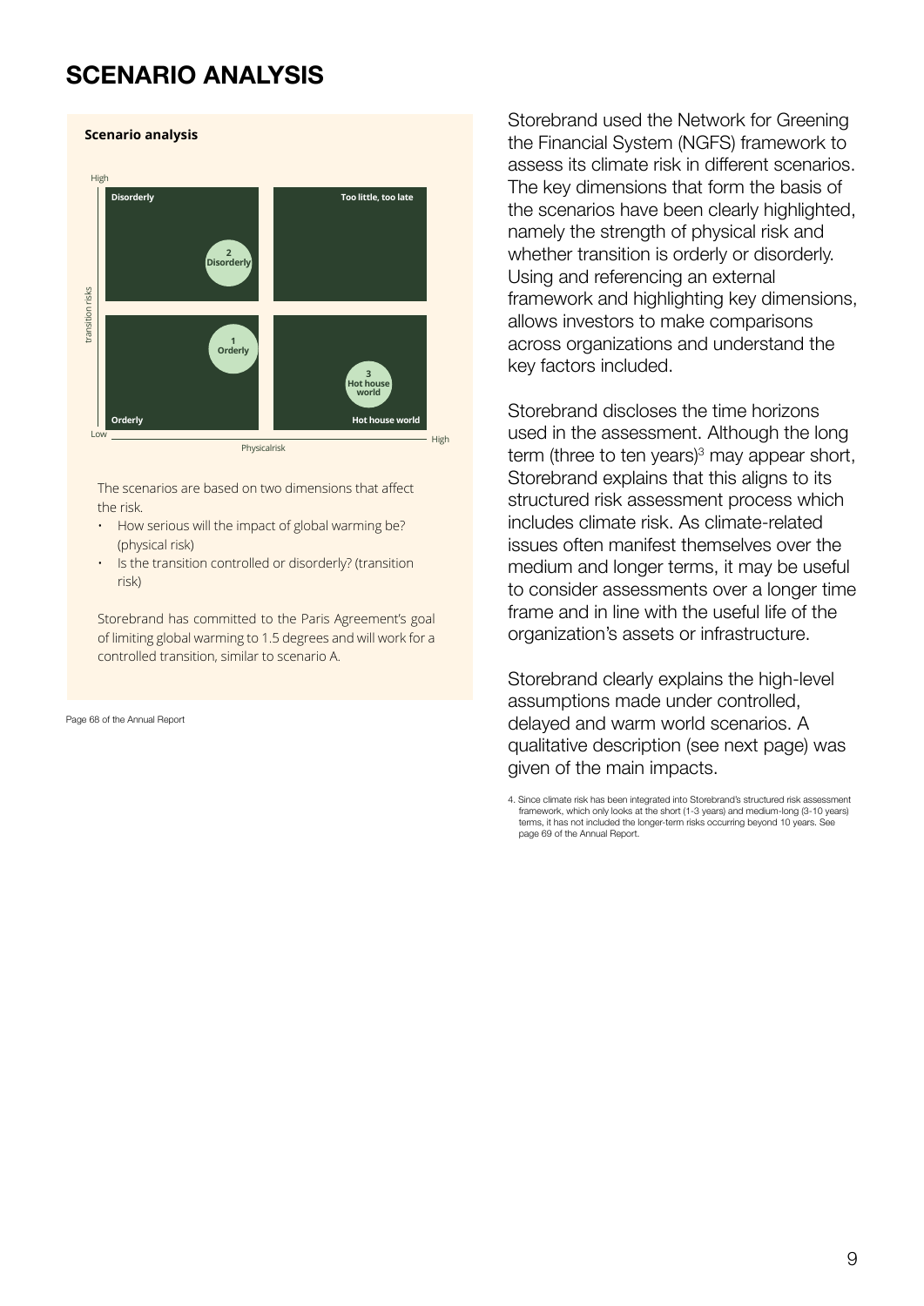# SCENARIO ANALYSIS

**Scenario analysis**

High

transition risks

| Disorderly<br>2 Disorderly | Too little, too late |
| --- | --- |
| 1 Orderly<br>Orderly | 3 Hot house world<br>Hot house world |

Low — Physicalrisk — High

The scenarios are based on two dimensions that affect the risk.

- How serious will the impact of global warming be? (physical risk)
- Is the transition controlled or disorderly? (transition risk)

Storebrand has committed to the Paris Agreement's goal of limiting global warming to 1.5 degrees and will work for a controlled transition, similar to scenario A.

Page 68 of the Annual Report

Storebrand used the Network for Greening the Financial System (NGFS) framework to assess its climate risk in different scenarios. The key dimensions that form the basis of the scenarios have been clearly highlighted, namely the strength of physical risk and whether transition is orderly or disorderly. Using and referencing an external framework and highlighting key dimensions, allows investors to make comparisons across organizations and understand the key factors included.

Storebrand discloses the time horizons used in the assessment. Although the long term (three to ten years)[3] may appear short, Storebrand explains that this aligns to its structured risk assessment process which includes climate risk. As climate-related issues often manifest themselves over the medium and longer terms, it may be useful to consider assessments over a longer time frame and in line with the useful life of the organization's assets or infrastructure.

Storebrand clearly explains the high-level assumptions made under controlled, delayed and warm world scenarios. A qualitative description (see next page) was given of the main impacts.

4. Since climate risk has been integrated into Storebrand's structured risk assessment framework, which only looks at the short (1-3 years) and medium-long (3-10 years) terms, it has not included the longer-term risks occurring beyond 10 years. See page 69 of the Annual Report.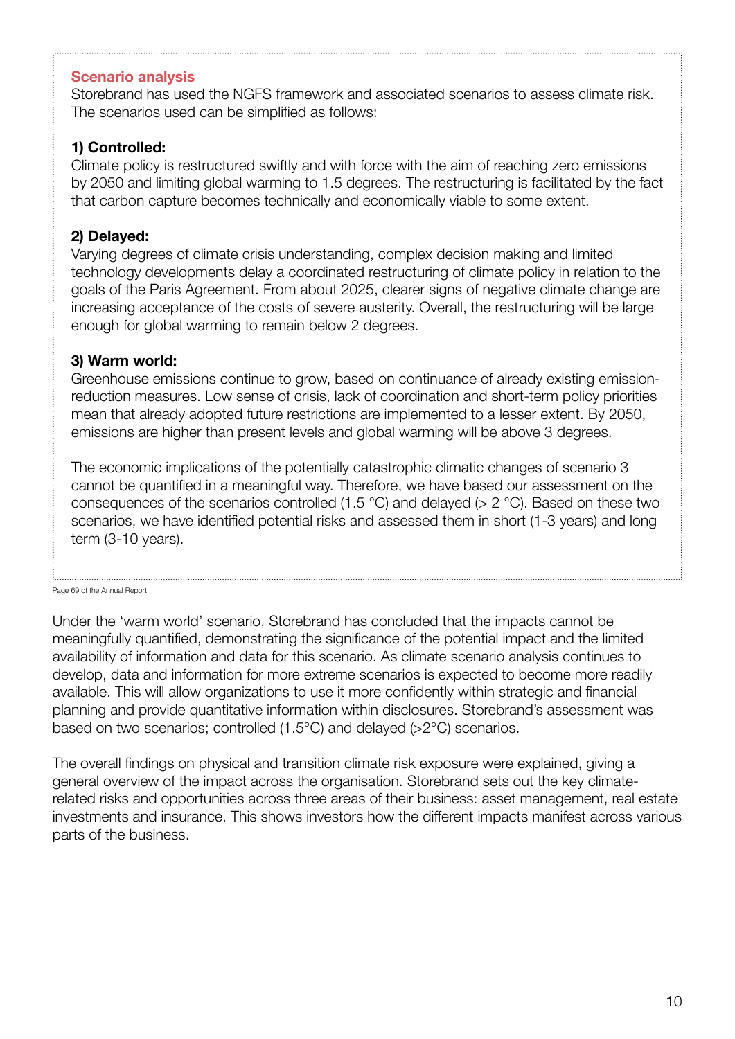### Scenario analysis

Storebrand has used the NGFS framework and associated scenarios to assess climate risk. The scenarios used can be simplified as follows:

**1) Controlled:**
Climate policy is restructured swiftly and with force with the aim of reaching zero emissions by 2050 and limiting global warming to 1.5 degrees. The restructuring is facilitated by the fact that carbon capture becomes technically and economically viable to some extent.

**2) Delayed:**
Varying degrees of climate crisis understanding, complex decision making and limited technology developments delay a coordinated restructuring of climate policy in relation to the goals of the Paris Agreement. From about 2025, clearer signs of negative climate change are increasing acceptance of the costs of severe austerity. Overall, the restructuring will be large enough for global warming to remain below 2 degrees.

**3) Warm world:**
Greenhouse emissions continue to grow, based on continuance of already existing emission-reduction measures. Low sense of crisis, lack of coordination and short-term policy priorities mean that already adopted future restrictions are implemented to a lesser extent. By 2050, emissions are higher than present levels and global warming will be above 3 degrees.

The economic implications of the potentially catastrophic climatic changes of scenario 3 cannot be quantified in a meaningful way. Therefore, we have based our assessment on the consequences of the scenarios controlled (1.5 °C) and delayed (> 2 °C). Based on these two scenarios, we have identified potential risks and assessed them in short (1-3 years) and long term (3-10 years).

Page 69 of the Annual Report

Under the 'warm world' scenario, Storebrand has concluded that the impacts cannot be meaningfully quantified, demonstrating the significance of the potential impact and the limited availability of information and data for this scenario. As climate scenario analysis continues to develop, data and information for more extreme scenarios is expected to become more readily available. This will allow organizations to use it more confidently within strategic and financial planning and provide quantitative information within disclosures. Storebrand's assessment was based on two scenarios; controlled (1.5°C) and delayed (>2°C) scenarios.

The overall findings on physical and transition climate risk exposure were explained, giving a general overview of the impact across the organisation. Storebrand sets out the key climate-related risks and opportunities across three areas of their business: asset management, real estate investments and insurance. This shows investors how the different impacts manifest across various parts of the business.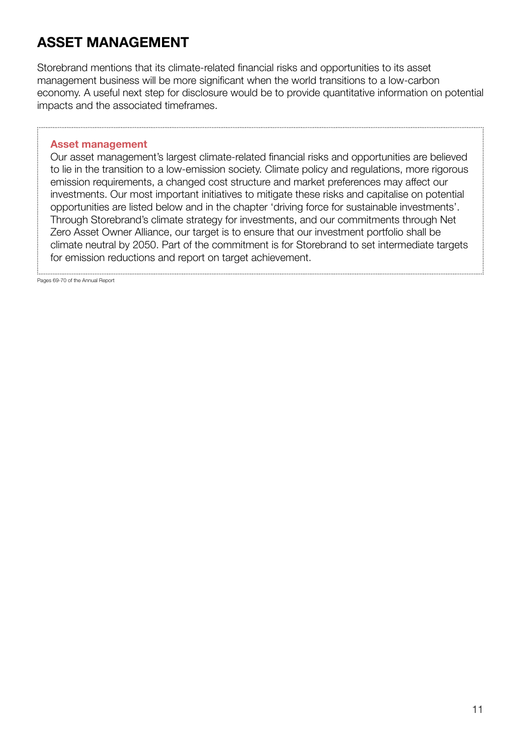# ASSET MANAGEMENT

Storebrand mentions that its climate-related financial risks and opportunities to its asset management business will be more significant when the world transitions to a low-carbon economy. A useful next step for disclosure would be to provide quantitative information on potential impacts and the associated timeframes.

> **Asset management**
>
> Our asset management's largest climate-related financial risks and opportunities are believed to lie in the transition to a low-emission society. Climate policy and regulations, more rigorous emission requirements, a changed cost structure and market preferences may affect our investments. Our most important initiatives to mitigate these risks and capitalise on potential opportunities are listed below and in the chapter 'driving force for sustainable investments'. Through Storebrand's climate strategy for investments, and our commitments through Net Zero Asset Owner Alliance, our target is to ensure that our investment portfolio shall be climate neutral by 2050. Part of the commitment is for Storebrand to set intermediate targets for emission reductions and report on target achievement.

Pages 69-70 of the Annual Report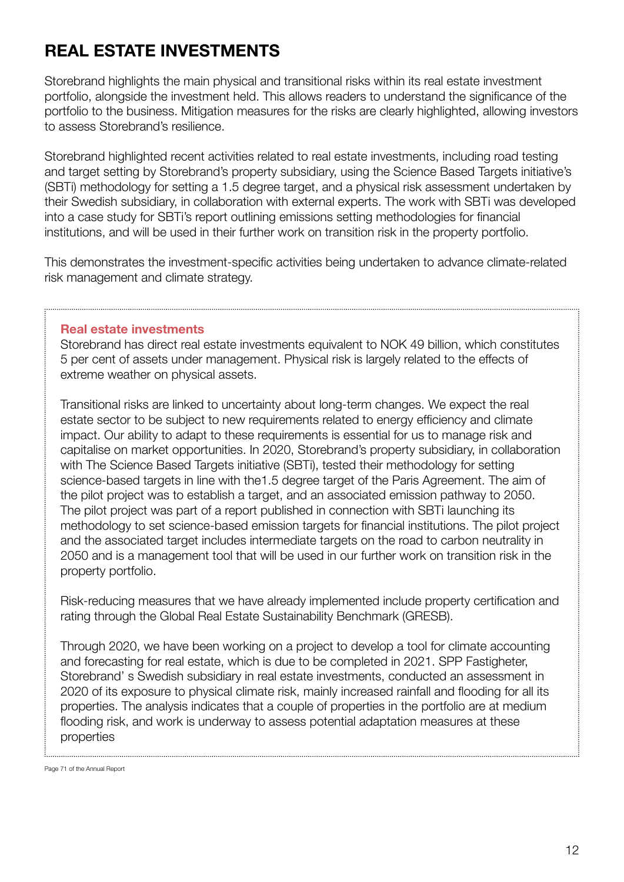# REAL ESTATE INVESTMENTS

Storebrand highlights the main physical and transitional risks within its real estate investment portfolio, alongside the investment held. This allows readers to understand the significance of the portfolio to the business. Mitigation measures for the risks are clearly highlighted, allowing investors to assess Storebrand's resilience.

Storebrand highlighted recent activities related to real estate investments, including road testing and target setting by Storebrand's property subsidiary, using the Science Based Targets initiative's (SBTi) methodology for setting a 1.5 degree target, and a physical risk assessment undertaken by their Swedish subsidiary, in collaboration with external experts. The work with SBTi was developed into a case study for SBTi's report outlining emissions setting methodologies for financial institutions, and will be used in their further work on transition risk in the property portfolio.

This demonstrates the investment-specific activities being undertaken to advance climate-related risk management and climate strategy.

**Real estate investments**

Storebrand has direct real estate investments equivalent to NOK 49 billion, which constitutes 5 per cent of assets under management. Physical risk is largely related to the effects of extreme weather on physical assets.

Transitional risks are linked to uncertainty about long-term changes. We expect the real estate sector to be subject to new requirements related to energy efficiency and climate impact. Our ability to adapt to these requirements is essential for us to manage risk and capitalise on market opportunities. In 2020, Storebrand's property subsidiary, in collaboration with The Science Based Targets initiative (SBTi), tested their methodology for setting science-based targets in line with the1.5 degree target of the Paris Agreement. The aim of the pilot project was to establish a target, and an associated emission pathway to 2050. The pilot project was part of a report published in connection with SBTi launching its methodology to set science-based emission targets for financial institutions. The pilot project and the associated target includes intermediate targets on the road to carbon neutrality in 2050 and is a management tool that will be used in our further work on transition risk in the property portfolio.

Risk-reducing measures that we have already implemented include property certification and rating through the Global Real Estate Sustainability Benchmark (GRESB).

Through 2020, we have been working on a project to develop a tool for climate accounting and forecasting for real estate, which is due to be completed in 2021. SPP Fastigheter, Storebrand' s Swedish subsidiary in real estate investments, conducted an assessment in 2020 of its exposure to physical climate risk, mainly increased rainfall and flooding for all its properties. The analysis indicates that a couple of properties in the portfolio are at medium flooding risk, and work is underway to assess potential adaptation measures at these properties

Page 71 of the Annual Report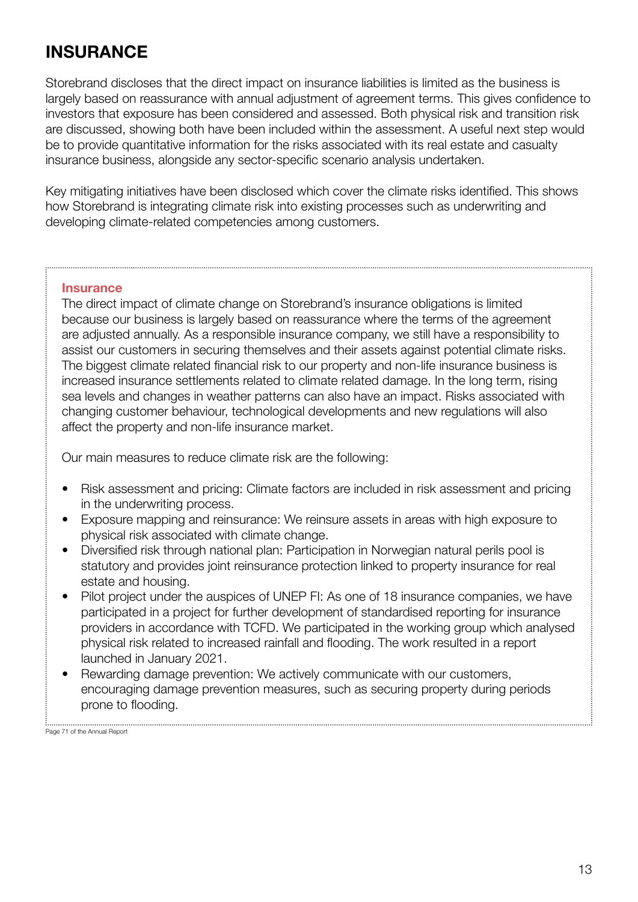# INSURANCE

Storebrand discloses that the direct impact on insurance liabilities is limited as the business is largely based on reassurance with annual adjustment of agreement terms. This gives confidence to investors that exposure has been considered and assessed. Both physical risk and transition risk are discussed, showing both have been included within the assessment. A useful next step would be to provide quantitative information for the risks associated with its real estate and casualty insurance business, alongside any sector-specific scenario analysis undertaken.

Key mitigating initiatives have been disclosed which cover the climate risks identified. This shows how Storebrand is integrating climate risk into existing processes such as underwriting and developing climate-related competencies among customers.

---

**Insurance**

The direct impact of climate change on Storebrand's insurance obligations is limited because our business is largely based on reassurance where the terms of the agreement are adjusted annually. As a responsible insurance company, we still have a responsibility to assist our customers in securing themselves and their assets against potential climate risks. The biggest climate related financial risk to our property and non-life insurance business is increased insurance settlements related to climate related damage. In the long term, rising sea levels and changes in weather patterns can also have an impact. Risks associated with changing customer behaviour, technological developments and new regulations will also affect the property and non-life insurance market.

Our main measures to reduce climate risk are the following:

- Risk assessment and pricing: Climate factors are included in risk assessment and pricing in the underwriting process.
- Exposure mapping and reinsurance: We reinsure assets in areas with high exposure to physical risk associated with climate change.
- Diversified risk through national plan: Participation in Norwegian natural perils pool is statutory and provides joint reinsurance protection linked to property insurance for real estate and housing.
- Pilot project under the auspices of UNEP FI: As one of 18 insurance companies, we have participated in a project for further development of standardised reporting for insurance providers in accordance with TCFD. We participated in the working group which analysed physical risk related to increased rainfall and flooding. The work resulted in a report launched in January 2021.
- Rewarding damage prevention: We actively communicate with our customers, encouraging damage prevention measures, such as securing property during periods prone to flooding.

Page 71 of the Annual Report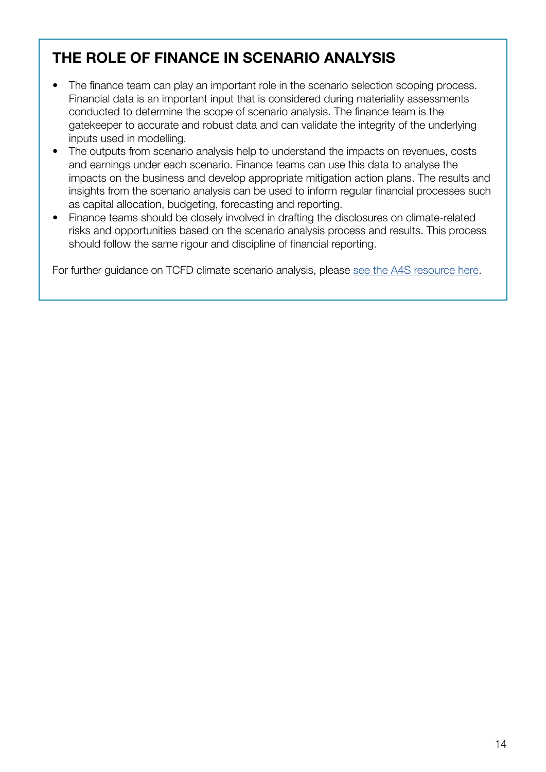## THE ROLE OF FINANCE IN SCENARIO ANALYSIS

- The finance team can play an important role in the scenario selection scoping process. Financial data is an important input that is considered during materiality assessments conducted to determine the scope of scenario analysis. The finance team is the gatekeeper to accurate and robust data and can validate the integrity of the underlying inputs used in modelling.
- The outputs from scenario analysis help to understand the impacts on revenues, costs and earnings under each scenario. Finance teams can use this data to analyse the impacts on the business and develop appropriate mitigation action plans. The results and insights from the scenario analysis can be used to inform regular financial processes such as capital allocation, budgeting, forecasting and reporting.
- Finance teams should be closely involved in drafting the disclosures on climate-related risks and opportunities based on the scenario analysis process and results. This process should follow the same rigour and discipline of financial reporting.

For further guidance on TCFD climate scenario analysis, please see the A4S resource here.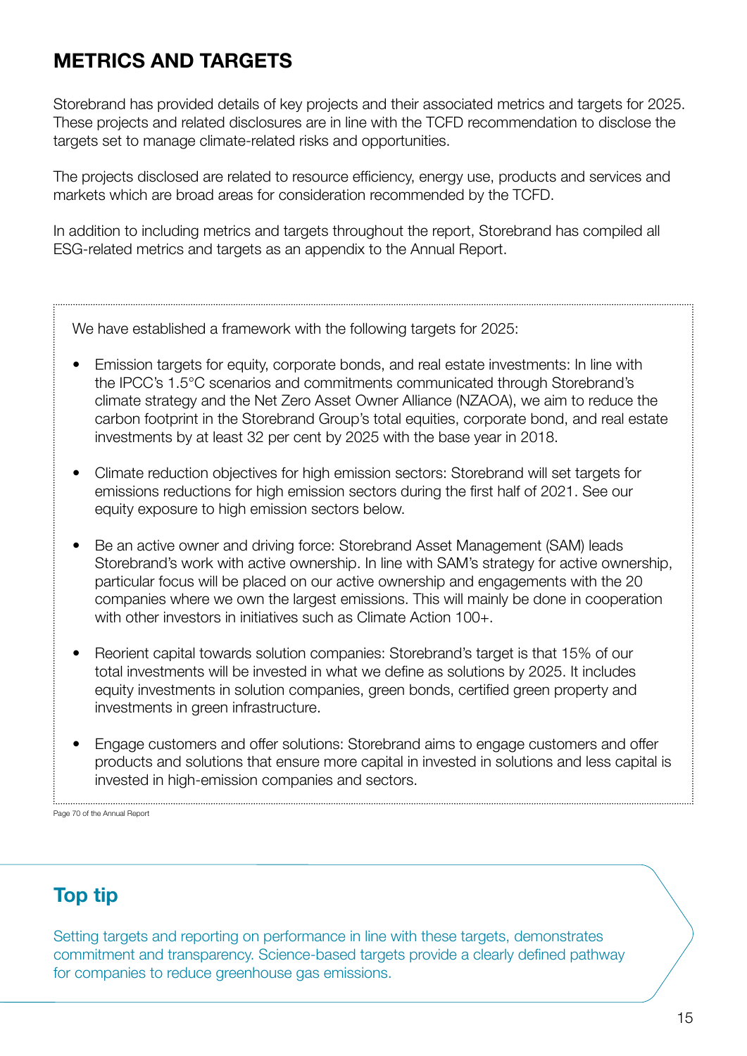## METRICS AND TARGETS

Storebrand has provided details of key projects and their associated metrics and targets for 2025. These projects and related disclosures are in line with the TCFD recommendation to disclose the targets set to manage climate-related risks and opportunities.

The projects disclosed are related to resource efficiency, energy use, products and services and markets which are broad areas for consideration recommended by the TCFD.

In addition to including metrics and targets throughout the report, Storebrand has compiled all ESG-related metrics and targets as an appendix to the Annual Report.

We have established a framework with the following targets for 2025:

- Emission targets for equity, corporate bonds, and real estate investments: In line with the IPCC's 1.5°C scenarios and commitments communicated through Storebrand's climate strategy and the Net Zero Asset Owner Alliance (NZAOA), we aim to reduce the carbon footprint in the Storebrand Group's total equities, corporate bond, and real estate investments by at least 32 per cent by 2025 with the base year in 2018.
- Climate reduction objectives for high emission sectors: Storebrand will set targets for emissions reductions for high emission sectors during the first half of 2021. See our equity exposure to high emission sectors below.
- Be an active owner and driving force: Storebrand Asset Management (SAM) leads Storebrand's work with active ownership. In line with SAM's strategy for active ownership, particular focus will be placed on our active ownership and engagements with the 20 companies where we own the largest emissions. This will mainly be done in cooperation with other investors in initiatives such as Climate Action 100+.
- Reorient capital towards solution companies: Storebrand's target is that 15% of our total investments will be invested in what we define as solutions by 2025. It includes equity investments in solution companies, green bonds, certified green property and investments in green infrastructure.
- Engage customers and offer solutions: Storebrand aims to engage customers and offer products and solutions that ensure more capital in invested in solutions and less capital is invested in high-emission companies and sectors.

Page 70 of the Annual Report

### Top tip

Setting targets and reporting on performance in line with these targets, demonstrates commitment and transparency. Science-based targets provide a clearly defined pathway for companies to reduce greenhouse gas emissions.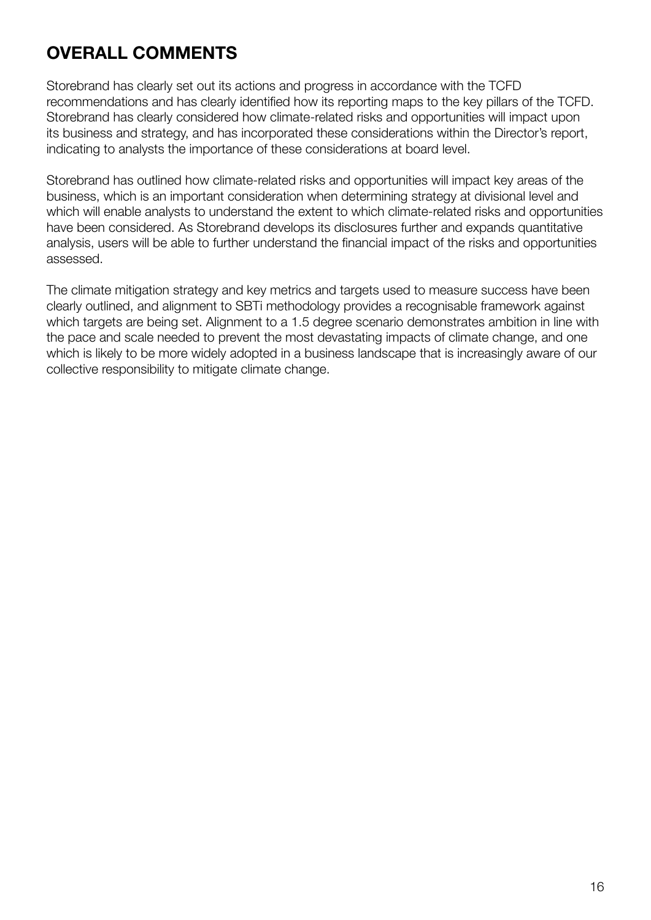## OVERALL COMMENTS

Storebrand has clearly set out its actions and progress in accordance with the TCFD recommendations and has clearly identified how its reporting maps to the key pillars of the TCFD. Storebrand has clearly considered how climate-related risks and opportunities will impact upon its business and strategy, and has incorporated these considerations within the Director's report, indicating to analysts the importance of these considerations at board level.

Storebrand has outlined how climate-related risks and opportunities will impact key areas of the business, which is an important consideration when determining strategy at divisional level and which will enable analysts to understand the extent to which climate-related risks and opportunities have been considered. As Storebrand develops its disclosures further and expands quantitative analysis, users will be able to further understand the financial impact of the risks and opportunities assessed.

The climate mitigation strategy and key metrics and targets used to measure success have been clearly outlined, and alignment to SBTi methodology provides a recognisable framework against which targets are being set. Alignment to a 1.5 degree scenario demonstrates ambition in line with the pace and scale needed to prevent the most devastating impacts of climate change, and one which is likely to be more widely adopted in a business landscape that is increasingly aware of our collective responsibility to mitigate climate change.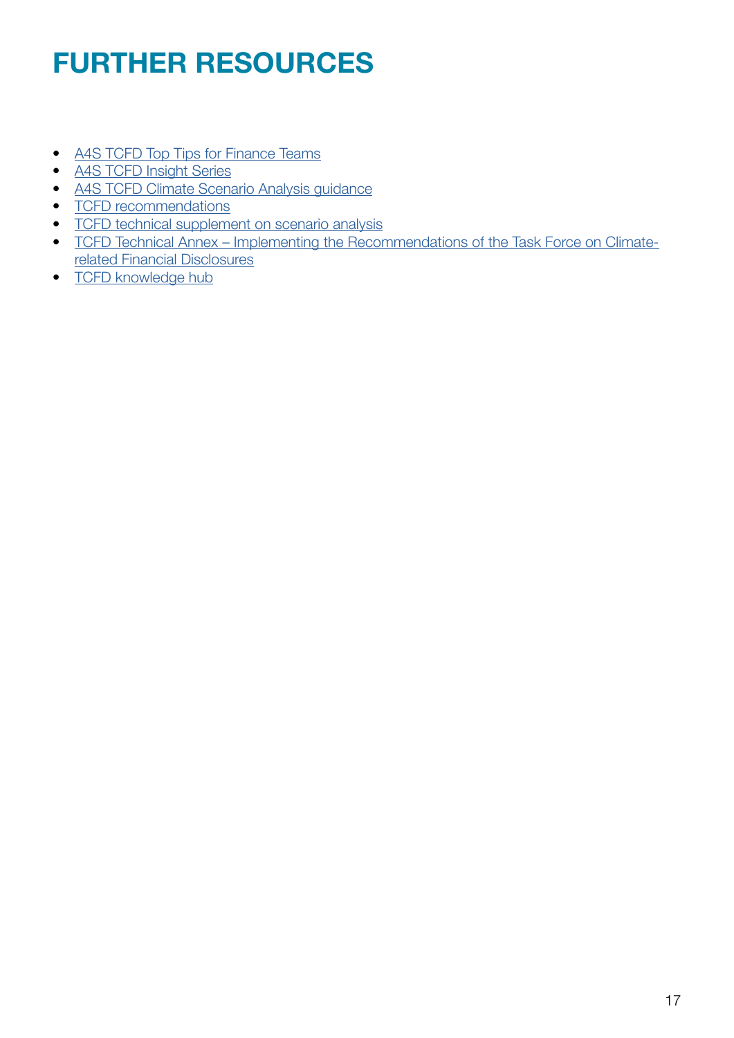# FURTHER RESOURCES

- A4S TCFD Top Tips for Finance Teams
- A4S TCFD Insight Series
- A4S TCFD Climate Scenario Analysis guidance
- TCFD recommendations
- TCFD technical supplement on scenario analysis
- TCFD Technical Annex – Implementing the Recommendations of the Task Force on Climate-related Financial Disclosures
- TCFD knowledge hub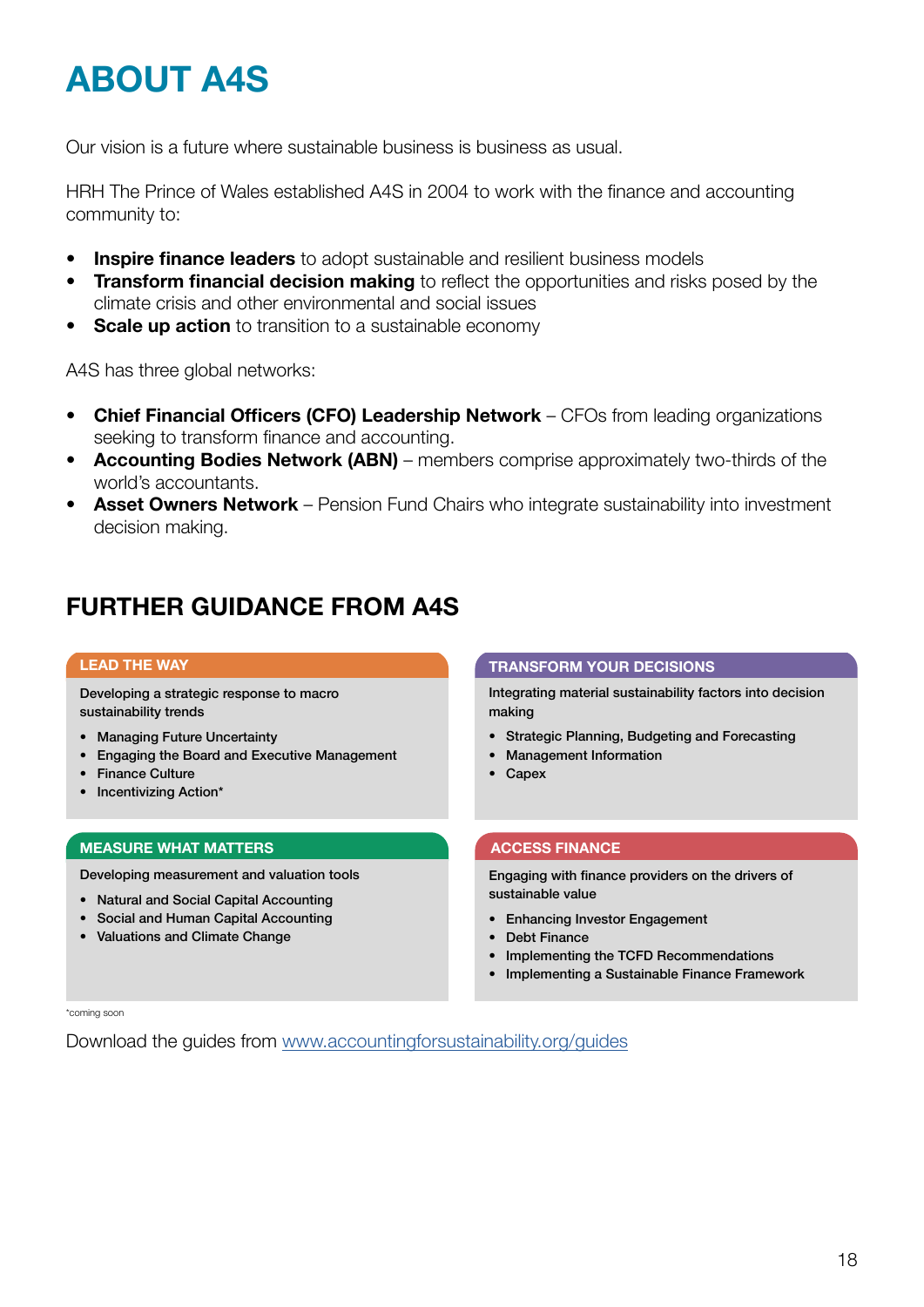# ABOUT A4S

Our vision is a future where sustainable business is business as usual.

HRH The Prince of Wales established A4S in 2004 to work with the finance and accounting community to:

- **Inspire finance leaders** to adopt sustainable and resilient business models
- **Transform financial decision making** to reflect the opportunities and risks posed by the climate crisis and other environmental and social issues
- **Scale up action** to transition to a sustainable economy

A4S has three global networks:

- **Chief Financial Officers (CFO) Leadership Network** – CFOs from leading organizations seeking to transform finance and accounting.
- **Accounting Bodies Network (ABN)** – members comprise approximately two-thirds of the world's accountants.
- **Asset Owners Network** – Pension Fund Chairs who integrate sustainability into investment decision making.

## FURTHER GUIDANCE FROM A4S

### LEAD THE WAY

Developing a strategic response to macro sustainability trends

- Managing Future Uncertainty
- Engaging the Board and Executive Management
- Finance Culture
- Incentivizing Action*

### TRANSFORM YOUR DECISIONS

Integrating material sustainability factors into decision making

- Strategic Planning, Budgeting and Forecasting
- Management Information
- Capex

### MEASURE WHAT MATTERS

Developing measurement and valuation tools

- Natural and Social Capital Accounting
- Social and Human Capital Accounting
- Valuations and Climate Change

### ACCESS FINANCE

Engaging with finance providers on the drivers of sustainable value

- Enhancing Investor Engagement
- Debt Finance
- Implementing the TCFD Recommendations
- Implementing a Sustainable Finance Framework

*coming soon

Download the guides from www.accountingforsustainability.org/guides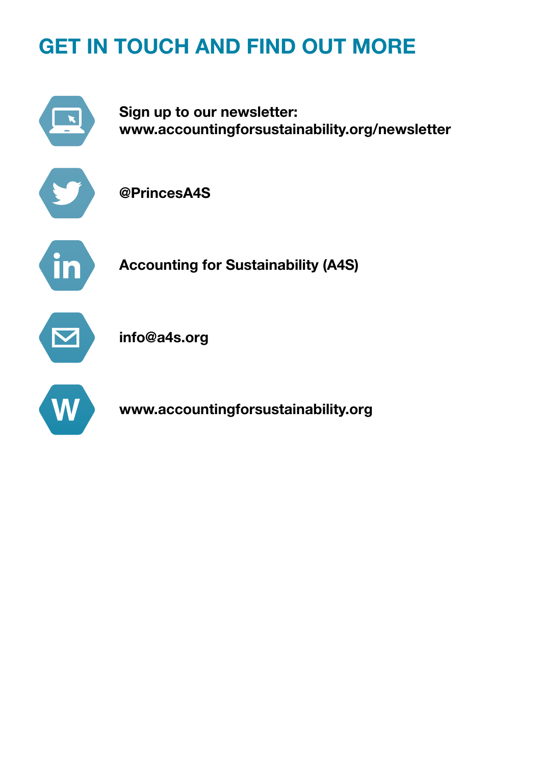# GET IN TOUCH AND FIND OUT MORE

**Sign up to our newsletter:**
**www.accountingforsustainability.org/newsletter**

**@PrincesA4S**

**Accounting for Sustainability (A4S)**

**info@a4s.org**

**www.accountingforsustainability.org**